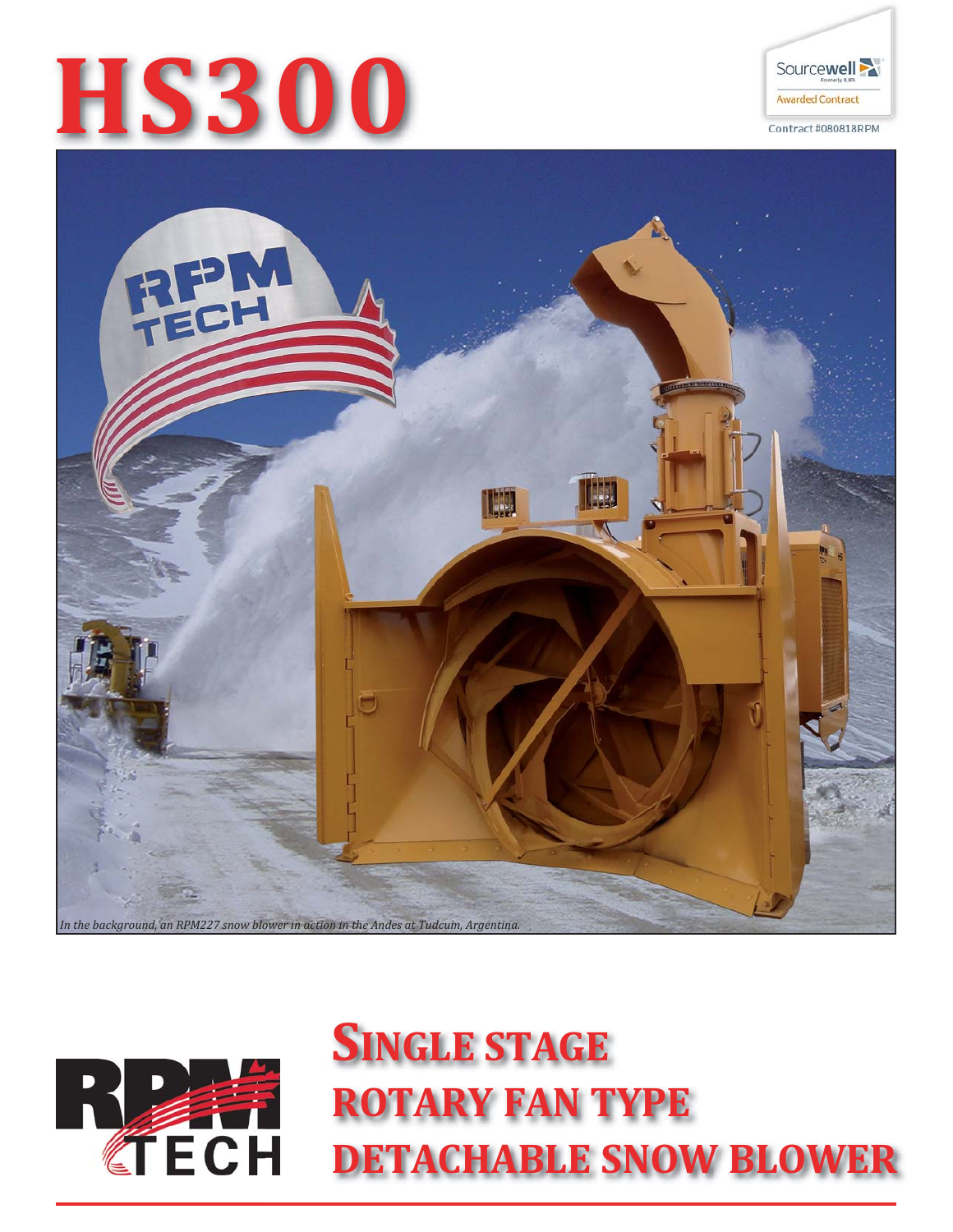# HS300

Sourcewell
Formerly NJPA
Awarded Contract
Contract #080818RPM

*In the background, an RPM227 snow blower in action in the Andes at Tudcum, Argentina.*

## SINGLE STAGE
## ROTARY FAN TYPE
## DETACHABLE SNOW BLOWER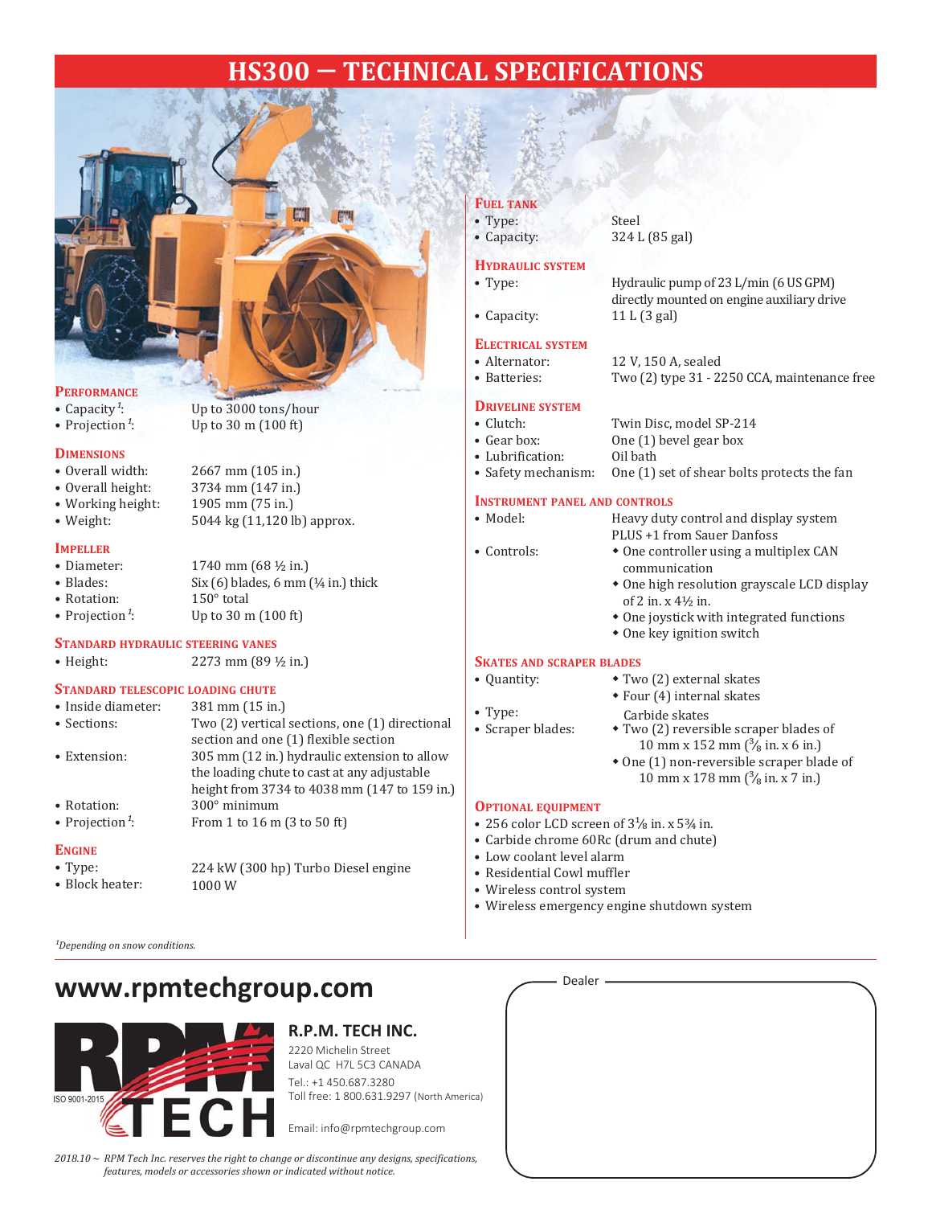# HS300 – TECHNICAL SPECIFICATIONS

### Performance

- Capacity[1]: Up to 3000 tons/hour
- Projection[1]: Up to 30 m (100 ft)

### Dimensions

- Overall width: 2667 mm (105 in.)
- Overall height: 3734 mm (147 in.)
- Working height: 1905 mm (75 in.)
- Weight: 5044 kg (11,120 lb) approx.

### Impeller

- Diameter: 1740 mm (68 ½ in.)
- Blades: Six (6) blades, 6 mm (¼ in.) thick
- Rotation: 150° total
- Projection[1]: Up to 30 m (100 ft)

### Standard hydraulic steering vanes

- Height: 2273 mm (89 ½ in.)

### Standard telescopic loading chute

- Inside diameter: 381 mm (15 in.)
- Sections: Two (2) vertical sections, one (1) directional section and one (1) flexible section
- Extension: 305 mm (12 in.) hydraulic extension to allow the loading chute to cast at any adjustable height from 3734 to 4038 mm (147 to 159 in.)
- Rotation: 300° minimum
- Projection[1]: From 1 to 16 m (3 to 50 ft)

### Engine

- Type: 224 kW (300 hp) Turbo Diesel engine
- Block heater: 1000 W

### Fuel tank

- Type: Steel
- Capacity: 324 L (85 gal)

### Hydraulic system

- Type: Hydraulic pump of 23 L/min (6 US GPM) directly mounted on engine auxiliary drive
- Capacity: 11 L (3 gal)

### Electrical system

- Alternator: 12 V, 150 A, sealed
- Batteries: Two (2) type 31 - 2250 CCA, maintenance free

### Driveline system

- Clutch: Twin Disc, model SP-214
- Gear box: One (1) bevel gear box
- Lubrification: Oil bath
- Safety mechanism: One (1) set of shear bolts protects the fan

### Instrument panel and controls

- Model: Heavy duty control and display system PLUS +1 from Sauer Danfoss
- Controls:
  - One controller using a multiplex CAN communication
  - One high resolution grayscale LCD display of 2 in. x 4½ in.
  - One joystick with integrated functions
  - One key ignition switch

### Skates and scraper blades

- Quantity:
  - Two (2) external skates
  - Four (4) internal skates
- Type: Carbide skates
- Scraper blades:
  - Two (2) reversible scraper blades of 10 mm x 152 mm (3/8 in. x 6 in.)
  - One (1) non-reversible scraper blade of 10 mm x 178 mm (3/8 in. x 7 in.)

### Optional equipment

- 256 color LCD screen of 3⅛ in. x 5¾ in.
- Carbide chrome 60Rc (drum and chute)
- Low coolant level alarm
- Residential Cowl muffler
- Wireless control system
- Wireless emergency engine shutdown system

*[1]Depending on snow conditions.*

## www.rpmtechgroup.com

ISO 9001-2015

**R.P.M. TECH INC.**
2220 Michelin Street
Laval QC H7L 5C3 CANADA
Tel.: +1 450.687.3280
Toll free: 1 800.631.9297 (North America)

Email: info@rpmtechgroup.com

Dealer

*2018.10 ~ RPM Tech Inc. reserves the right to change or discontinue any designs, specifications, features, models or accessories shown or indicated without notice.*